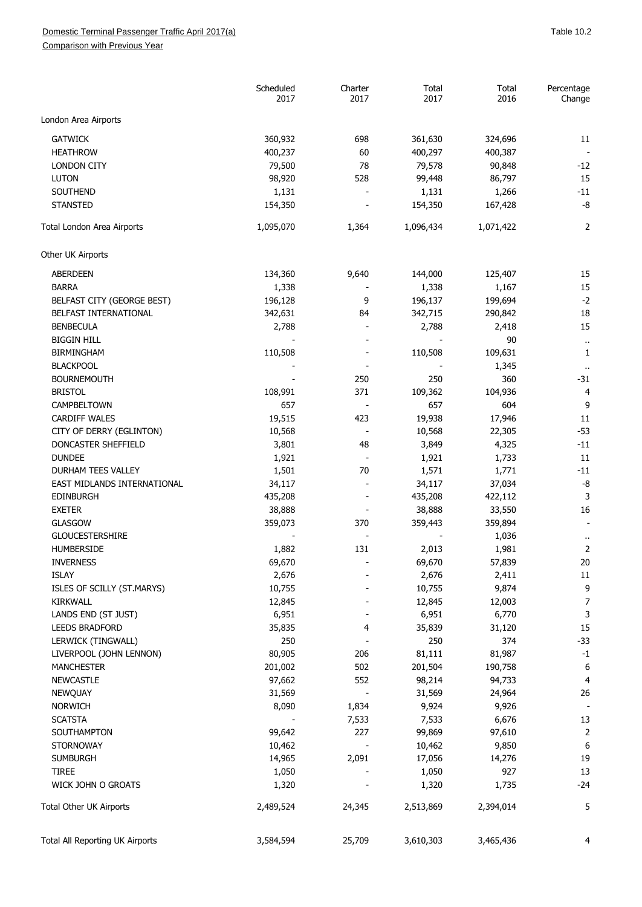Domestic Terminal Passenger Traffic April 2017(a)

Comparison with Previous Year

Table 10.2

| | Scheduled 2017 | Charter 2017 | Total 2017 | Total 2016 | Percentage Change |
|---|---|---|---|---|---|
| London Area Airports | | | | | |
| GATWICK | 360,932 | 698 | 361,630 | 324,696 | 11 |
| HEATHROW | 400,237 | 60 | 400,297 | 400,387 | - |
| LONDON CITY | 79,500 | 78 | 79,578 | 90,848 | -12 |
| LUTON | 98,920 | 528 | 99,448 | 86,797 | 15 |
| SOUTHEND | 1,131 | - | 1,131 | 1,266 | -11 |
| STANSTED | 154,350 | - | 154,350 | 167,428 | -8 |
| Total London Area Airports | 1,095,070 | 1,364 | 1,096,434 | 1,071,422 | 2 |
| Other UK Airports | | | | | |
| ABERDEEN | 134,360 | 9,640 | 144,000 | 125,407 | 15 |
| BARRA | 1,338 | - | 1,338 | 1,167 | 15 |
| BELFAST CITY (GEORGE BEST) | 196,128 | 9 | 196,137 | 199,694 | -2 |
| BELFAST INTERNATIONAL | 342,631 | 84 | 342,715 | 290,842 | 18 |
| BENBECULA | 2,788 | - | 2,788 | 2,418 | 15 |
| BIGGIN HILL | - | - | - | 90 | .. |
| BIRMINGHAM | 110,508 | - | 110,508 | 109,631 | 1 |
| BLACKPOOL | - | - | - | 1,345 | .. |
| BOURNEMOUTH | - | 250 | 250 | 360 | -31 |
| BRISTOL | 108,991 | 371 | 109,362 | 104,936 | 4 |
| CAMPBELTOWN | 657 | - | 657 | 604 | 9 |
| CARDIFF WALES | 19,515 | 423 | 19,938 | 17,946 | 11 |
| CITY OF DERRY (EGLINTON) | 10,568 | - | 10,568 | 22,305 | -53 |
| DONCASTER SHEFFIELD | 3,801 | 48 | 3,849 | 4,325 | -11 |
| DUNDEE | 1,921 | - | 1,921 | 1,733 | 11 |
| DURHAM TEES VALLEY | 1,501 | 70 | 1,571 | 1,771 | -11 |
| EAST MIDLANDS INTERNATIONAL | 34,117 | - | 34,117 | 37,034 | -8 |
| EDINBURGH | 435,208 | - | 435,208 | 422,112 | 3 |
| EXETER | 38,888 | - | 38,888 | 33,550 | 16 |
| GLASGOW | 359,073 | 370 | 359,443 | 359,894 | - |
| GLOUCESTERSHIRE | - | - | - | 1,036 | .. |
| HUMBERSIDE | 1,882 | 131 | 2,013 | 1,981 | 2 |
| INVERNESS | 69,670 | - | 69,670 | 57,839 | 20 |
| ISLAY | 2,676 | - | 2,676 | 2,411 | 11 |
| ISLES OF SCILLY (ST.MARYS) | 10,755 | - | 10,755 | 9,874 | 9 |
| KIRKWALL | 12,845 | - | 12,845 | 12,003 | 7 |
| LANDS END (ST JUST) | 6,951 | - | 6,951 | 6,770 | 3 |
| LEEDS BRADFORD | 35,835 | 4 | 35,839 | 31,120 | 15 |
| LERWICK (TINGWALL) | 250 | - | 250 | 374 | -33 |
| LIVERPOOL (JOHN LENNON) | 80,905 | 206 | 81,111 | 81,987 | -1 |
| MANCHESTER | 201,002 | 502 | 201,504 | 190,758 | 6 |
| NEWCASTLE | 97,662 | 552 | 98,214 | 94,733 | 4 |
| NEWQUAY | 31,569 | - | 31,569 | 24,964 | 26 |
| NORWICH | 8,090 | 1,834 | 9,924 | 9,926 | - |
| SCATSTA | - | 7,533 | 7,533 | 6,676 | 13 |
| SOUTHAMPTON | 99,642 | 227 | 99,869 | 97,610 | 2 |
| STORNOWAY | 10,462 | - | 10,462 | 9,850 | 6 |
| SUMBURGH | 14,965 | 2,091 | 17,056 | 14,276 | 19 |
| TIREE | 1,050 | - | 1,050 | 927 | 13 |
| WICK JOHN O GROATS | 1,320 | - | 1,320 | 1,735 | -24 |
| Total Other UK Airports | 2,489,524 | 24,345 | 2,513,869 | 2,394,014 | 5 |
| Total All Reporting UK Airports | 3,584,594 | 25,709 | 3,610,303 | 3,465,436 | 4 |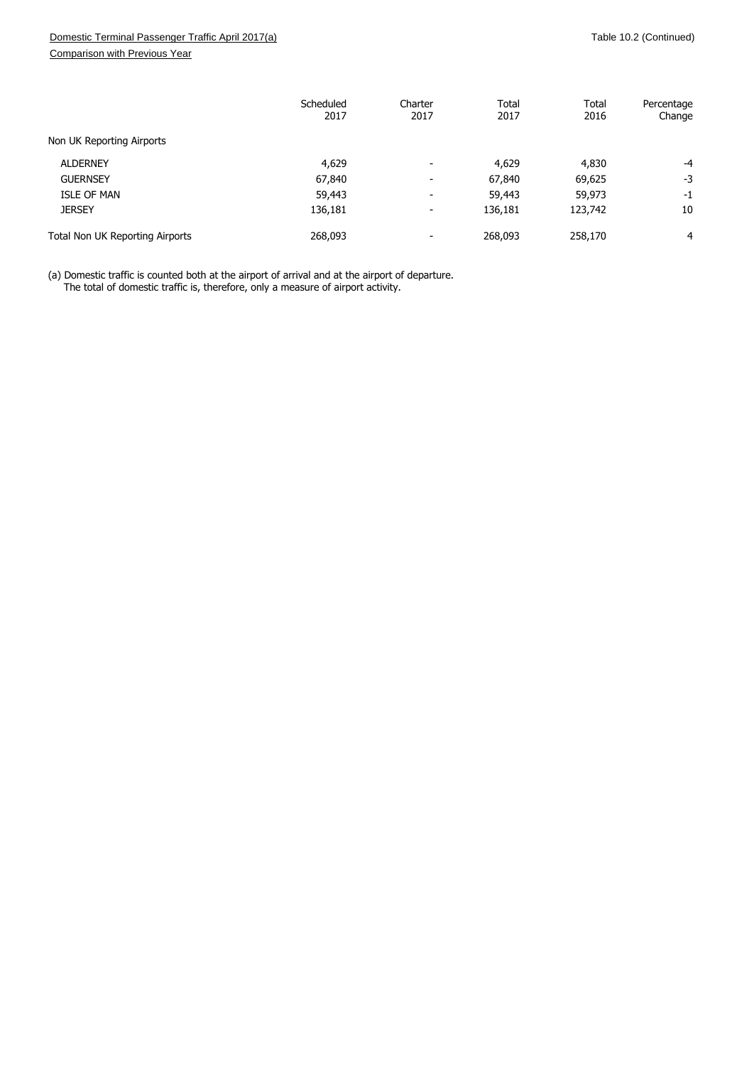Domestic Terminal Passenger Traffic April 2017(a)

Comparison with Previous Year

Table 10.2 (Continued)

| | Scheduled 2017 | Charter 2017 | Total 2017 | Total 2016 | Percentage Change |
|---|---|---|---|---|---|
| Non UK Reporting Airports | | | | | |
| ALDERNEY | 4,629 | - | 4,629 | 4,830 | -4 |
| GUERNSEY | 67,840 | - | 67,840 | 69,625 | -3 |
| ISLE OF MAN | 59,443 | - | 59,443 | 59,973 | -1 |
| JERSEY | 136,181 | - | 136,181 | 123,742 | 10 |
| Total Non UK Reporting Airports | 268,093 | - | 268,093 | 258,170 | 4 |

(a) Domestic traffic is counted both at the airport of arrival and at the airport of departure.
The total of domestic traffic is, therefore, only a measure of airport activity.